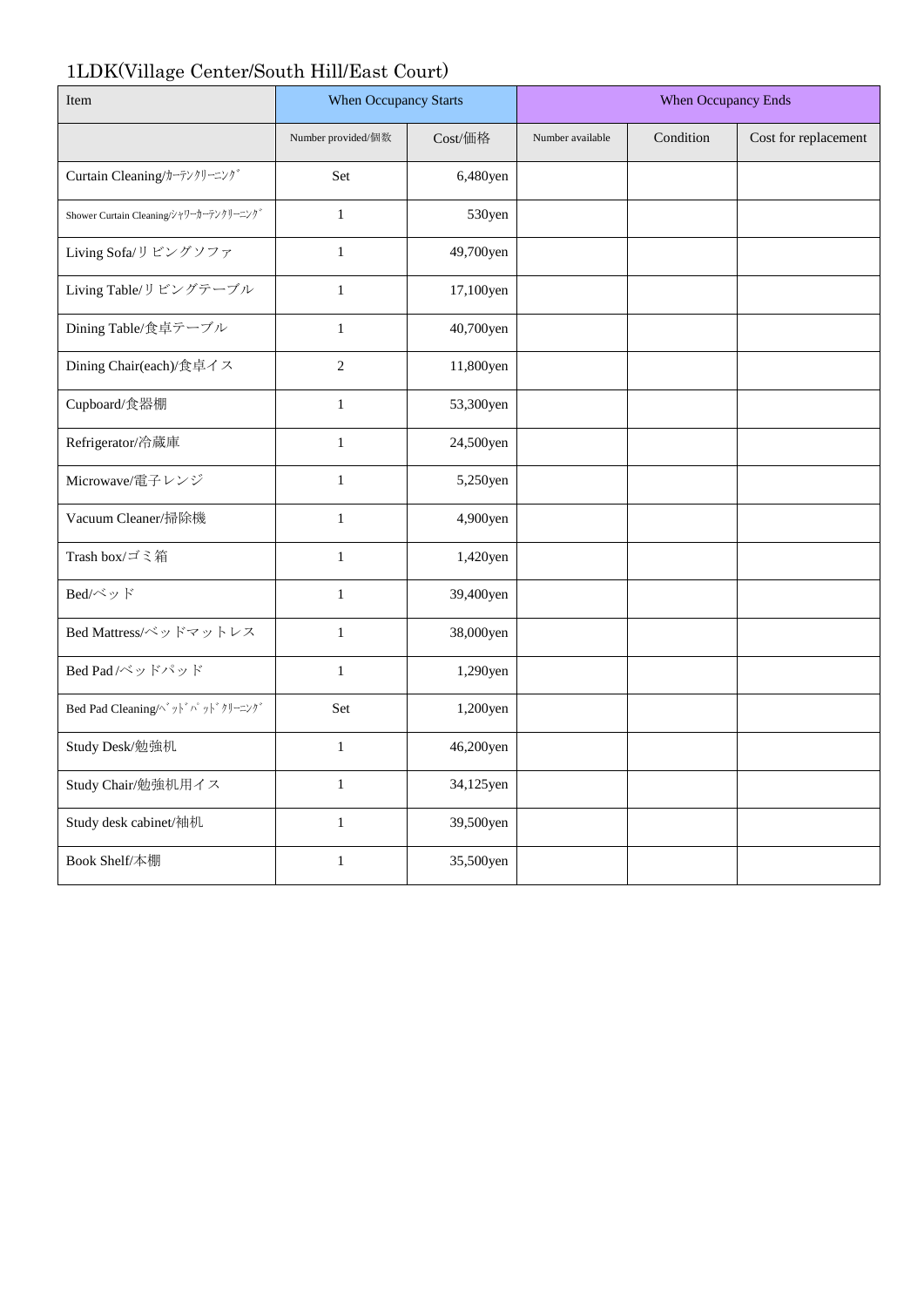# 1LDK(Village Center/South Hill/East Court)

| Item | When Occupancy Starts | | When Occupancy Ends | | |
|---|---|---|---|---|---|
| | Number provided/個数 | Cost/価格 | Number available | Condition | Cost for replacement |
| Curtain Cleaning/ｶｰﾃﾝｸﾘｰﾆﾝｸﾞ | Set | 6,480yen | | | |
| Shower Curtain Cleaning/ｼｬﾜｰｶｰﾃﾝｸﾘｰﾆﾝｸﾞ | 1 | 530yen | | | |
| Living Sofa/リビングソファ | 1 | 49,700yen | | | |
| Living Table/リビングテーブル | 1 | 17,100yen | | | |
| Dining Table/食卓テーブル | 1 | 40,700yen | | | |
| Dining Chair(each)/食卓イス | 2 | 11,800yen | | | |
| Cupboard/食器棚 | 1 | 53,300yen | | | |
| Refrigerator/冷蔵庫 | 1 | 24,500yen | | | |
| Microwave/電子レンジ | 1 | 5,250yen | | | |
| Vacuum Cleaner/掃除機 | 1 | 4,900yen | | | |
| Trash box/ゴミ箱 | 1 | 1,420yen | | | |
| Bed/ベッド | 1 | 39,400yen | | | |
| Bed Mattress/ベッドマットレス | 1 | 38,000yen | | | |
| Bed Pad /ベッドパッド | 1 | 1,290yen | | | |
| Bed Pad Cleaning/ﾍﾞｯﾄﾞﾊﾟｯﾄﾞｸﾘｰﾆﾝｸﾞ | Set | 1,200yen | | | |
| Study Desk/勉強机 | 1 | 46,200yen | | | |
| Study Chair/勉強机用イス | 1 | 34,125yen | | | |
| Study desk cabinet/袖机 | 1 | 39,500yen | | | |
| Book Shelf/本棚 | 1 | 35,500yen | | | |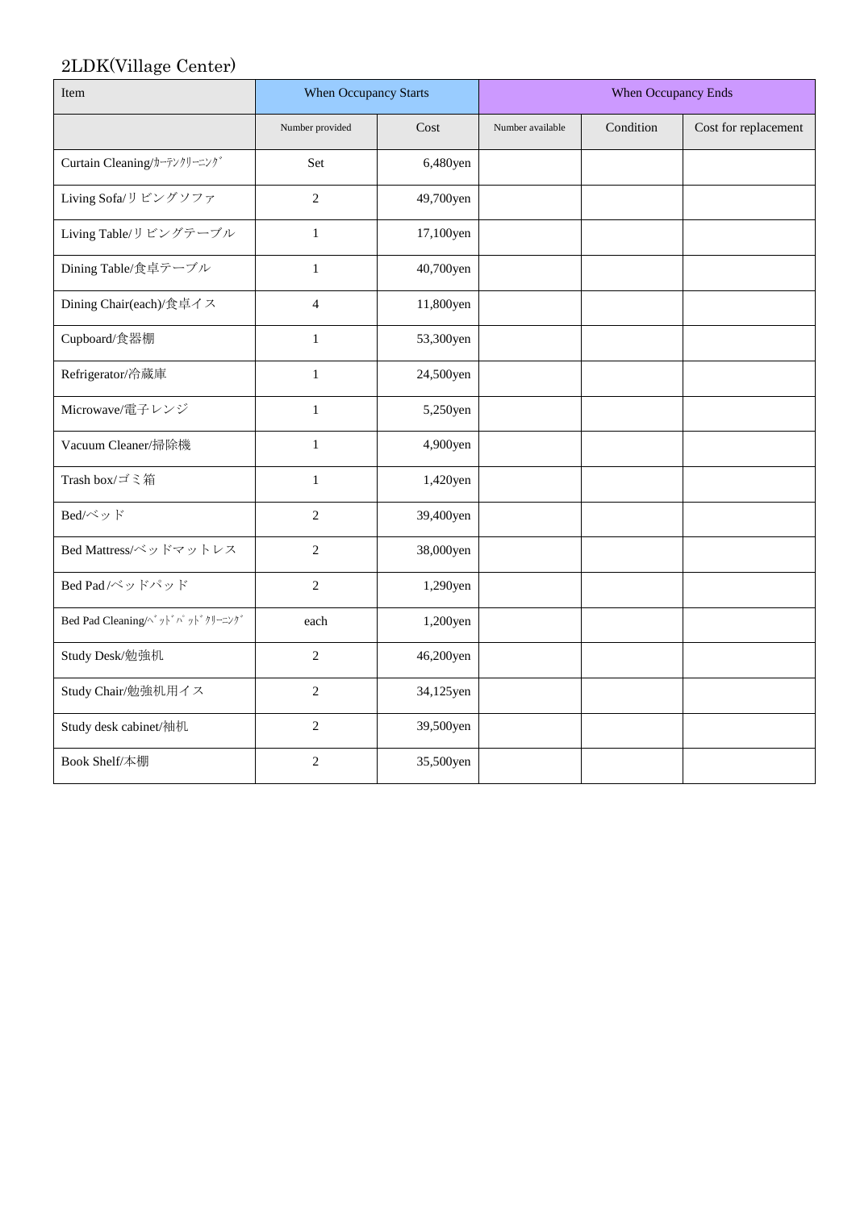2LDK(Village Center)

| Item | When Occupancy Starts | | When Occupancy Ends | | |
|---|---|---|---|---|---|
| | Number provided | Cost | Number available | Condition | Cost for replacement |
| Curtain Cleaning/ｶｰﾃﾝｸﾘｰﾆﾝｸﾞ | Set | 6,480yen | | | |
| Living Sofa/リビングソファ | 2 | 49,700yen | | | |
| Living Table/リビングテーブル | 1 | 17,100yen | | | |
| Dining Table/食卓テーブル | 1 | 40,700yen | | | |
| Dining Chair(each)/食卓イス | 4 | 11,800yen | | | |
| Cupboard/食器棚 | 1 | 53,300yen | | | |
| Refrigerator/冷蔵庫 | 1 | 24,500yen | | | |
| Microwave/電子レンジ | 1 | 5,250yen | | | |
| Vacuum Cleaner/掃除機 | 1 | 4,900yen | | | |
| Trash box/ゴミ箱 | 1 | 1,420yen | | | |
| Bed/ベッド | 2 | 39,400yen | | | |
| Bed Mattress/ベッドマットレス | 2 | 38,000yen | | | |
| Bed Pad /ベッドパッド | 2 | 1,290yen | | | |
| Bed Pad Cleaning/ﾍﾞｯﾄﾞﾊﾟｯﾄﾞｸﾘｰﾆﾝｸﾞ | each | 1,200yen | | | |
| Study Desk/勉強机 | 2 | 46,200yen | | | |
| Study Chair/勉強机用イス | 2 | 34,125yen | | | |
| Study desk cabinet/袖机 | 2 | 39,500yen | | | |
| Book Shelf/本棚 | 2 | 35,500yen | | | |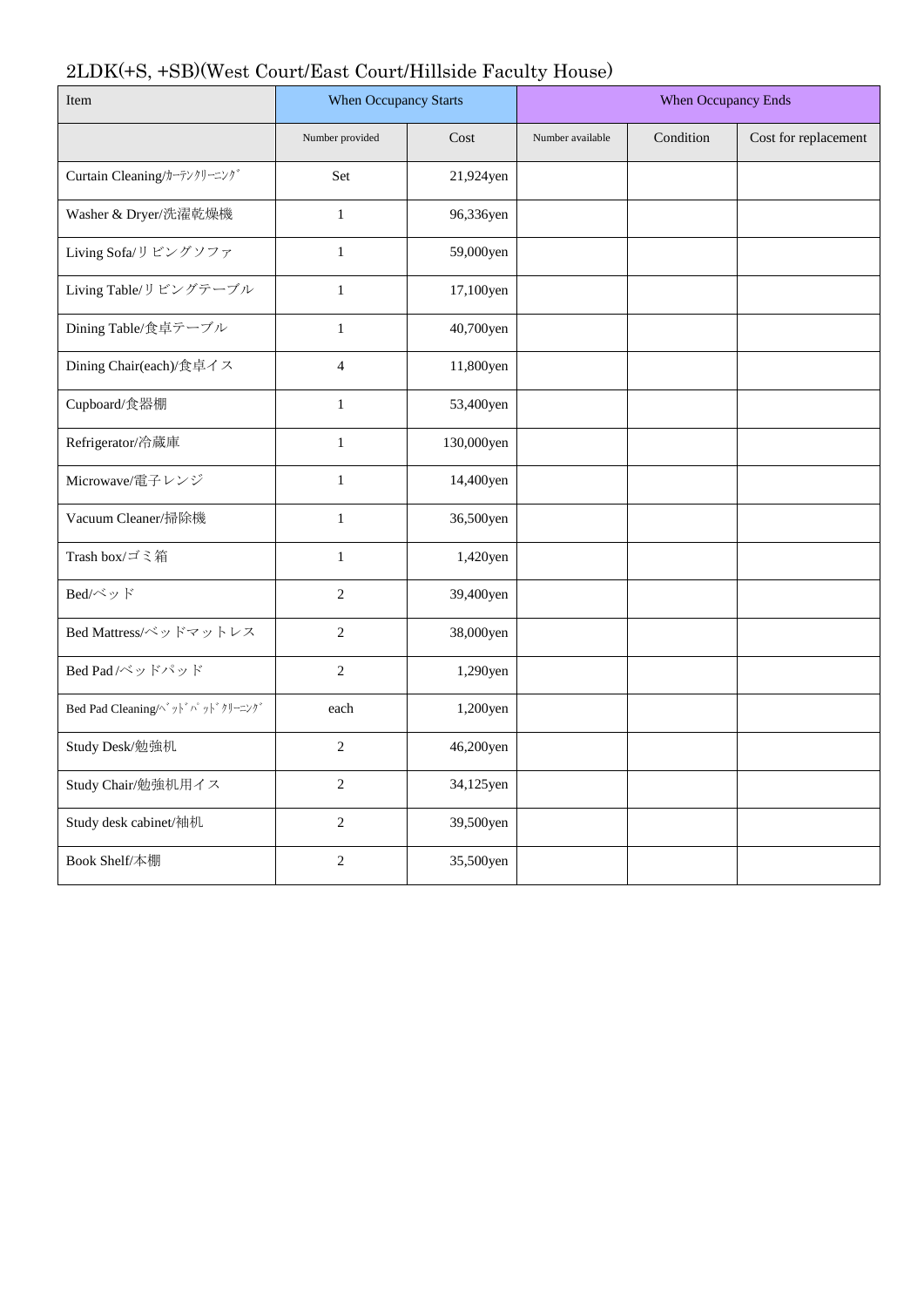2LDK(+S, +SB)(West Court/East Court/Hillside Faculty House)

| Item | When Occupancy Starts | | When Occupancy Ends | | |
|---|---|---|---|---|---|
| | Number provided | Cost | Number available | Condition | Cost for replacement |
| Curtain Cleaning/ｶｰﾃﾝｸﾘｰﾆﾝｸﾞ | Set | 21,924yen | | | |
| Washer & Dryer/洗濯乾燥機 | 1 | 96,336yen | | | |
| Living Sofa/リビングソファ | 1 | 59,000yen | | | |
| Living Table/リビングテーブル | 1 | 17,100yen | | | |
| Dining Table/食卓テーブル | 1 | 40,700yen | | | |
| Dining Chair(each)/食卓イス | 4 | 11,800yen | | | |
| Cupboard/食器棚 | 1 | 53,400yen | | | |
| Refrigerator/冷蔵庫 | 1 | 130,000yen | | | |
| Microwave/電子レンジ | 1 | 14,400yen | | | |
| Vacuum Cleaner/掃除機 | 1 | 36,500yen | | | |
| Trash box/ゴミ箱 | 1 | 1,420yen | | | |
| Bed/ベッド | 2 | 39,400yen | | | |
| Bed Mattress/ベッドマットレス | 2 | 38,000yen | | | |
| Bed Pad /ベッドパッド | 2 | 1,290yen | | | |
| Bed Pad Cleaning/ﾍﾞｯﾄﾞﾊﾟｯﾄﾞｸﾘｰﾆﾝｸﾞ | each | 1,200yen | | | |
| Study Desk/勉強机 | 2 | 46,200yen | | | |
| Study Chair/勉強机用イス | 2 | 34,125yen | | | |
| Study desk cabinet/袖机 | 2 | 39,500yen | | | |
| Book Shelf/本棚 | 2 | 35,500yen | | | |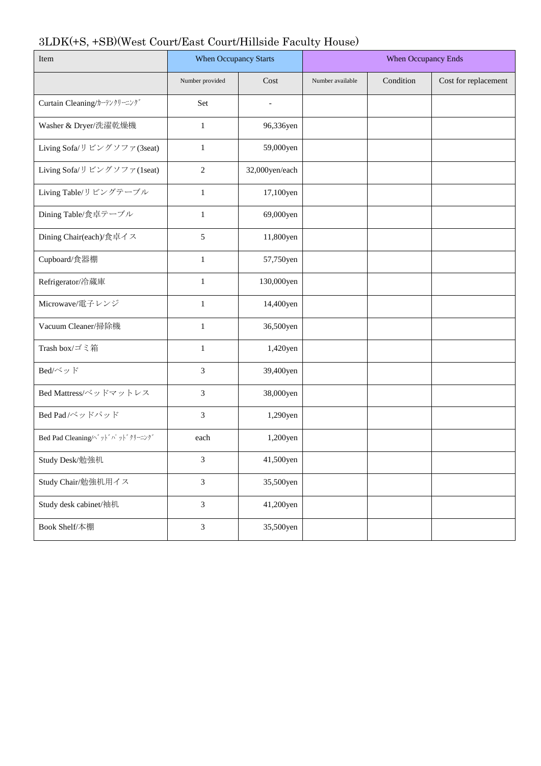# 3LDK(+S, +SB)(West Court/East Court/Hillside Faculty House)

| Item | When Occupancy Starts | | When Occupancy Ends | | |
|---|---|---|---|---|---|
| | Number provided | Cost | Number available | Condition | Cost for replacement |
| Curtain Cleaning/ｶｰﾃﾝｸﾘｰﾆﾝｸﾞ | Set | - | | | |
| Washer & Dryer/洗濯乾燥機 | 1 | 96,336yen | | | |
| Living Sofa/リビングソファ(3seat) | 1 | 59,000yen | | | |
| Living Sofa/リビングソファ(1seat) | 2 | 32,000yen/each | | | |
| Living Table/リビングテーブル | 1 | 17,100yen | | | |
| Dining Table/食卓テーブル | 1 | 69,000yen | | | |
| Dining Chair(each)/食卓イス | 5 | 11,800yen | | | |
| Cupboard/食器棚 | 1 | 57,750yen | | | |
| Refrigerator/冷蔵庫 | 1 | 130,000yen | | | |
| Microwave/電子レンジ | 1 | 14,400yen | | | |
| Vacuum Cleaner/掃除機 | 1 | 36,500yen | | | |
| Trash box/ゴミ箱 | 1 | 1,420yen | | | |
| Bed/ベッド | 3 | 39,400yen | | | |
| Bed Mattress/ベッドマットレス | 3 | 38,000yen | | | |
| Bed Pad /ベッドパッド | 3 | 1,290yen | | | |
| Bed Pad Cleaning/ﾍﾞｯﾄﾞﾊﾟｯﾄﾞｸﾘｰﾆﾝｸﾞ | each | 1,200yen | | | |
| Study Desk/勉強机 | 3 | 41,500yen | | | |
| Study Chair/勉強机用イス | 3 | 35,500yen | | | |
| Study desk cabinet/袖机 | 3 | 41,200yen | | | |
| Book Shelf/本棚 | 3 | 35,500yen | | | |